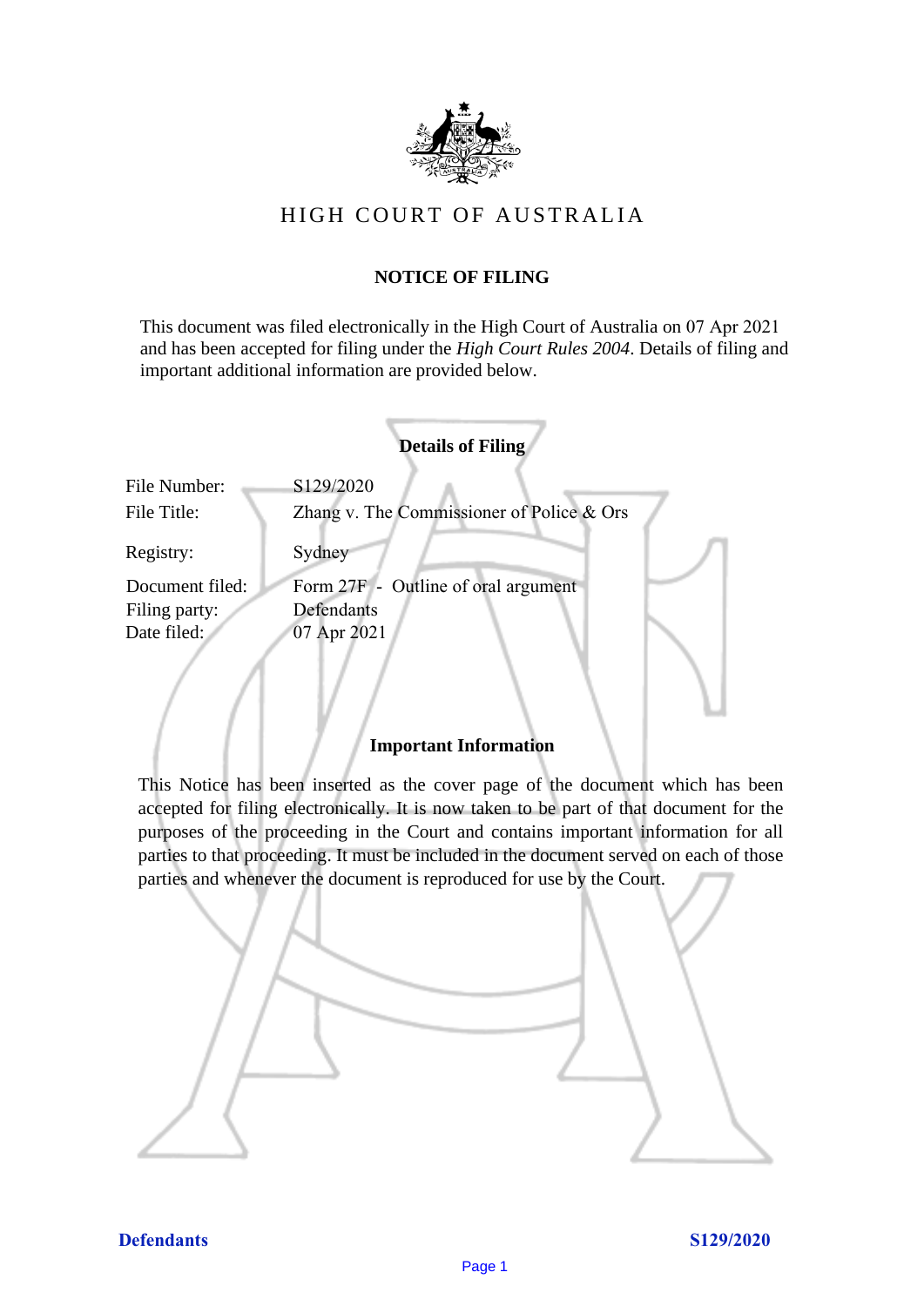# HIGH COURT OF AUSTRALIA

## NOTICE OF FILING

This document was filed electronically in the High Court of Australia on 07 Apr 2021 and has been accepted for filing under the *High Court Rules 2004*. Details of filing and important additional information are provided below.

### Details of Filing

| | |
|---|---|
| File Number: | S129/2020 |
| File Title: | Zhang v. The Commissioner of Police & Ors |
| Registry: | Sydney |
| Document filed: | Form 27F - Outline of oral argument |
| Filing party: | Defendants |
| Date filed: | 07 Apr 2021 |

### Important Information

This Notice has been inserted as the cover page of the document which has been accepted for filing electronically. It is now taken to be part of that document for the purposes of the proceeding in the Court and contains important information for all parties to that proceeding. It must be included in the document served on each of those parties and whenever the document is reproduced for use by the Court.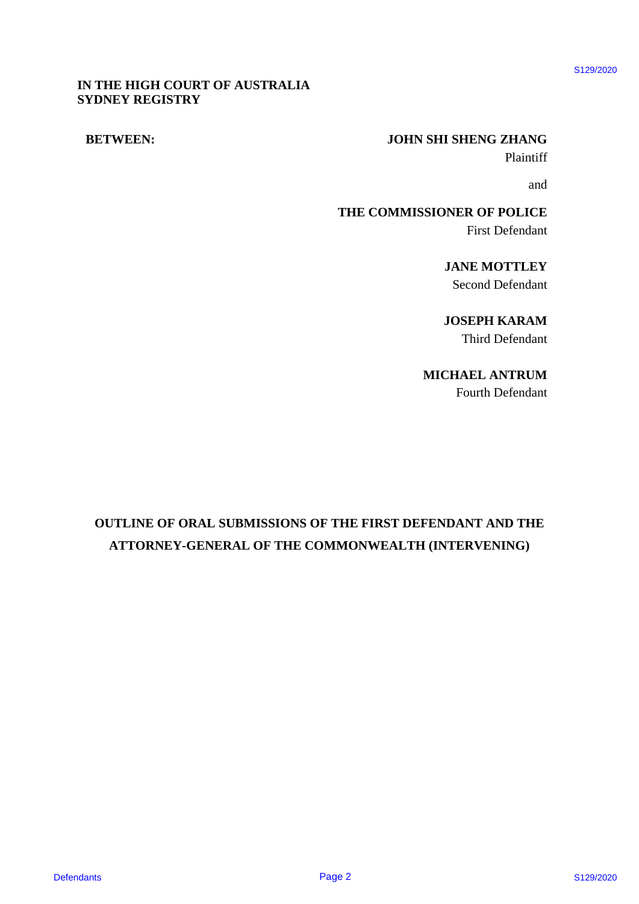**IN THE HIGH COURT OF AUSTRALIA**
**SYDNEY REGISTRY**

**BETWEEN:**

**JOHN SHI SHENG ZHANG**
Plaintiff

and

**THE COMMISSIONER OF POLICE**
First Defendant

**JANE MOTTLEY**
Second Defendant

**JOSEPH KARAM**
Third Defendant

**MICHAEL ANTRUM**
Fourth Defendant

**OUTLINE OF ORAL SUBMISSIONS OF THE FIRST DEFENDANT AND THE ATTORNEY-GENERAL OF THE COMMONWEALTH (INTERVENING)**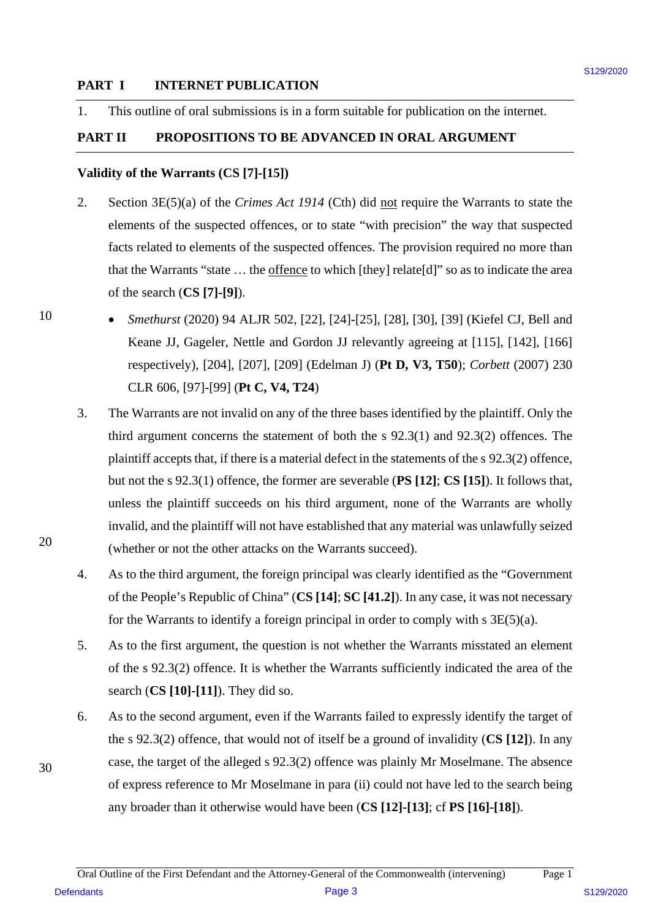## PART I INTERNET PUBLICATION

1. This outline of oral submissions is in a form suitable for publication on the internet.

## PART II PROPOSITIONS TO BE ADVANCED IN ORAL ARGUMENT

### Validity of the Warrants (CS [7]-[15])

2. Section 3E(5)(a) of the *Crimes Act 1914* (Cth) did not require the Warrants to state the elements of the suspected offences, or to state "with precision" the way that suspected facts related to elements of the suspected offences. The provision required no more than that the Warrants "state … the offence to which [they] relate[d]" so as to indicate the area of the search (**CS [7]-[9]**).

   - *Smethurst* (2020) 94 ALJR 502, [22], [24]-[25], [28], [30], [39] (Kiefel CJ, Bell and Keane JJ, Gageler, Nettle and Gordon JJ relevantly agreeing at [115], [142], [166] respectively), [204], [207], [209] (Edelman J) (**Pt D, V3, T50**); *Corbett* (2007) 230 CLR 606, [97]-[99] (**Pt C, V4, T24**)

3. The Warrants are not invalid on any of the three bases identified by the plaintiff. Only the third argument concerns the statement of both the s 92.3(1) and 92.3(2) offences. The plaintiff accepts that, if there is a material defect in the statements of the s 92.3(2) offence, but not the s 92.3(1) offence, the former are severable (**PS [12]**; **CS [15]**). It follows that, unless the plaintiff succeeds on his third argument, none of the Warrants are wholly invalid, and the plaintiff will not have established that any material was unlawfully seized (whether or not the other attacks on the Warrants succeed).

4. As to the third argument, the foreign principal was clearly identified as the "Government of the People's Republic of China" (**CS [14]**; **SC [41.2]**). In any case, it was not necessary for the Warrants to identify a foreign principal in order to comply with s 3E(5)(a).

5. As to the first argument, the question is not whether the Warrants misstated an element of the s 92.3(2) offence. It is whether the Warrants sufficiently indicated the area of the search (**CS [10]-[11]**). They did so.

6. As to the second argument, even if the Warrants failed to expressly identify the target of the s 92.3(2) offence, that would not of itself be a ground of invalidity (**CS [12]**). In any case, the target of the alleged s 92.3(2) offence was plainly Mr Moselmane. The absence of express reference to Mr Moselmane in para (ii) could not have led to the search being any broader than it otherwise would have been (**CS [12]-[13]**; cf **PS [16]-[18]**).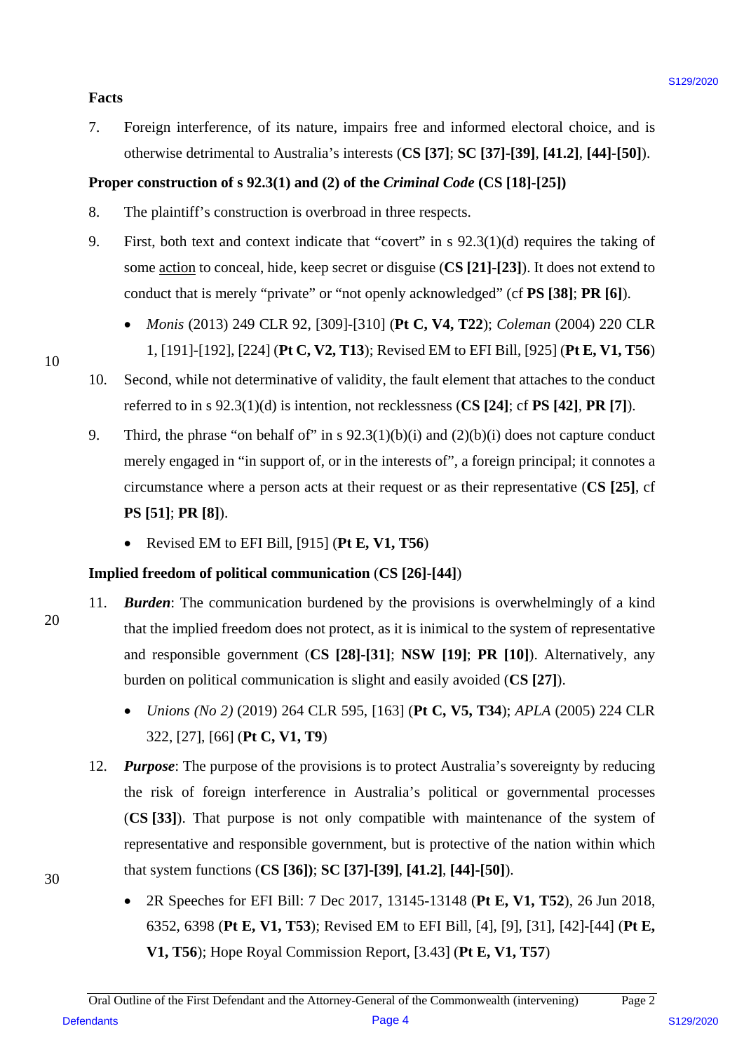**Facts**

7. Foreign interference, of its nature, impairs free and informed electoral choice, and is otherwise detrimental to Australia's interests (**CS [37]**; **SC [37]-[39]**, **[41.2]**, **[44]-[50]**).

**Proper construction of s 92.3(1) and (2) of the *Criminal Code* (CS [18]-[25])**

8. The plaintiff's construction is overbroad in three respects.

9. First, both text and context indicate that "covert" in s 92.3(1)(d) requires the taking of some action to conceal, hide, keep secret or disguise (**CS [21]-[23]**). It does not extend to conduct that is merely "private" or "not openly acknowledged" (cf **PS [38]**; **PR [6]**).

   - *Monis* (2013) 249 CLR 92, [309]-[310] (**Pt C, V4, T22**); *Coleman* (2004) 220 CLR 1, [191]-[192], [224] (**Pt C, V2, T13**); Revised EM to EFI Bill, [925] (**Pt E, V1, T56**)

10. Second, while not determinative of validity, the fault element that attaches to the conduct referred to in s 92.3(1)(d) is intention, not recklessness (**CS [24]**; cf **PS [42]**, **PR [7]**).

9. Third, the phrase "on behalf of" in s 92.3(1)(b)(i) and (2)(b)(i) does not capture conduct merely engaged in "in support of, or in the interests of", a foreign principal; it connotes a circumstance where a person acts at their request or as their representative (**CS [25]**, cf **PS [51]**; **PR [8]**).

   - Revised EM to EFI Bill, [915] (**Pt E, V1, T56**)

**Implied freedom of political communication** (**CS [26]-[44]**)

11. ***Burden***: The communication burdened by the provisions is overwhelmingly of a kind that the implied freedom does not protect, as it is inimical to the system of representative and responsible government (**CS [28]-[31]**; **NSW [19]**; **PR [10]**). Alternatively, any burden on political communication is slight and easily avoided (**CS [27]**).

   - *Unions (No 2)* (2019) 264 CLR 595, [163] (**Pt C, V5, T34**); *APLA* (2005) 224 CLR 322, [27], [66] (**Pt C, V1, T9**)

12. ***Purpose***: The purpose of the provisions is to protect Australia's sovereignty by reducing the risk of foreign interference in Australia's political or governmental processes (**CS [33]**). That purpose is not only compatible with maintenance of the system of representative and responsible government, but is protective of the nation within which that system functions (**CS [36]**); **SC [37]-[39]**, **[41.2]**, **[44]-[50]**).

   - 2R Speeches for EFI Bill: 7 Dec 2017, 13145-13148 (**Pt E, V1, T52**), 26 Jun 2018, 6352, 6398 (**Pt E, V1, T53**); Revised EM to EFI Bill, [4], [9], [31], [42]-[44] (**Pt E, V1, T56**); Hope Royal Commission Report, [3.43] (**Pt E, V1, T57**)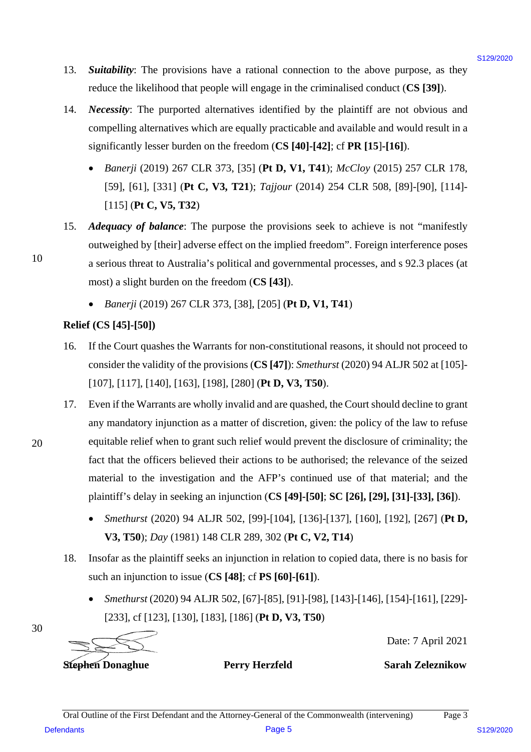13. ***Suitability***: The provisions have a rational connection to the above purpose, as they reduce the likelihood that people will engage in the criminalised conduct (**CS [39]**).

14. ***Necessity***: The purported alternatives identified by the plaintiff are not obvious and compelling alternatives which are equally practicable and available and would result in a significantly lesser burden on the freedom (**CS [40]-[42]**; cf **PR [15]**-**[16]**).

    - *Banerji* (2019) 267 CLR 373, [35] (**Pt D, V1, T41**); *McCloy* (2015) 257 CLR 178, [59], [61], [331] (**Pt C, V3, T21**); *Tajjour* (2014) 254 CLR 508, [89]-[90], [114]-[115] (**Pt C, V5, T32**)

15. ***Adequacy of balance***: The purpose the provisions seek to achieve is not "manifestly outweighed by [their] adverse effect on the implied freedom". Foreign interference poses a serious threat to Australia's political and governmental processes, and s 92.3 places (at most) a slight burden on the freedom (**CS [43]**).

    - *Banerji* (2019) 267 CLR 373, [38], [205] (**Pt D, V1, T41**)

**Relief (CS [45]-[50])**

16. If the Court quashes the Warrants for non-constitutional reasons, it should not proceed to consider the validity of the provisions (**CS [47]**): *Smethurst* (2020) 94 ALJR 502 at [105]-[107], [117], [140], [163], [198], [280] (**Pt D, V3, T50**).

17. Even if the Warrants are wholly invalid and are quashed, the Court should decline to grant any mandatory injunction as a matter of discretion, given: the policy of the law to refuse equitable relief when to grant such relief would prevent the disclosure of criminality; the fact that the officers believed their actions to be authorised; the relevance of the seized material to the investigation and the AFP's continued use of that material; and the plaintiff's delay in seeking an injunction (**CS [49]-[50]**; **SC [26], [29], [31]-[33], [36]**).

    - *Smethurst* (2020) 94 ALJR 502, [99]-[104], [136]-[137], [160], [192], [267] (**Pt D, V3, T50**); *Day* (1981) 148 CLR 289, 302 (**Pt C, V2, T14**)

18. Insofar as the plaintiff seeks an injunction in relation to copied data, there is no basis for such an injunction to issue (**CS [48]**; cf **PS [60]-[61]**).

    - *Smethurst* (2020) 94 ALJR 502, [67]-[85], [91]-[98], [143]-[146], [154]-[161], [229]-[233], cf [123], [130], [183], [186] (**Pt D, V3, T50**)

Date: 7 April 2021

**Stephen Donaghue** **Perry Herzfeld** **Sarah Zeleznikow**

Oral Outline of the First Defendant and the Attorney-General of the Commonwealth (intervening)